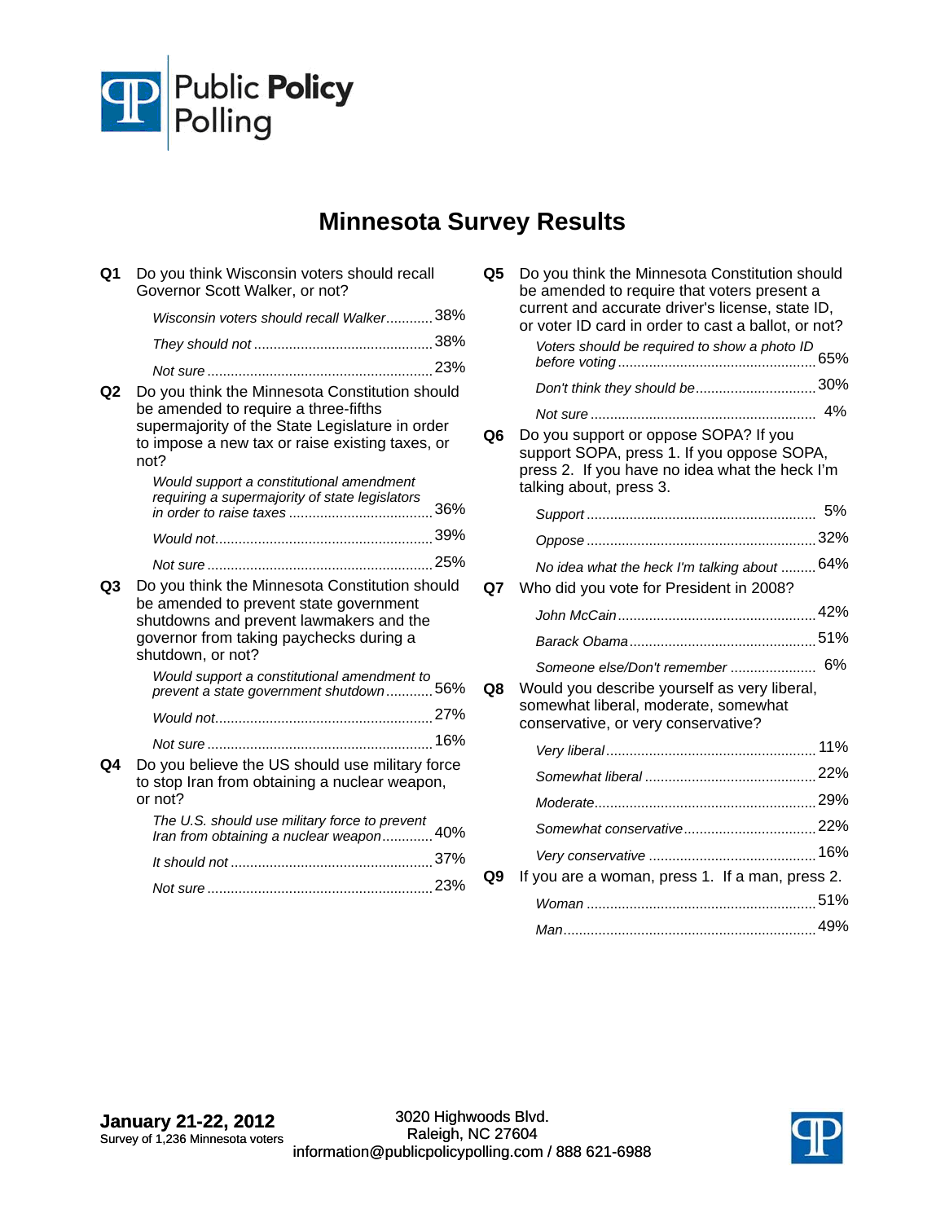Public Policy Polling

# Minnesota Survey Results

**Q1** Do you think Wisconsin voters should recall Governor Scott Walker, or not?

| | |
|---|---|
| *Wisconsin voters should recall Walker* | 38% |
| *They should not* | 38% |
| *Not sure* | 23% |

**Q2** Do you think the Minnesota Constitution should be amended to require a three-fifths supermajority of the State Legislature in order to impose a new tax or raise existing taxes, or not?

| | |
|---|---|
| *Would support a constitutional amendment requiring a supermajority of state legislators in order to raise taxes* | 36% |
| *Would not* | 39% |
| *Not sure* | 25% |

**Q3** Do you think the Minnesota Constitution should be amended to prevent state government shutdowns and prevent lawmakers and the governor from taking paychecks during a shutdown, or not?

| | |
|---|---|
| *Would support a constitutional amendment to prevent a state government shutdown* | 56% |
| *Would not* | 27% |
| *Not sure* | 16% |

**Q4** Do you believe the US should use military force to stop Iran from obtaining a nuclear weapon, or not?

| | |
|---|---|
| *The U.S. should use military force to prevent Iran from obtaining a nuclear weapon* | 40% |
| *It should not* | 37% |
| *Not sure* | 23% |

**Q5** Do you think the Minnesota Constitution should be amended to require that voters present a current and accurate driver's license, state ID, or voter ID card in order to cast a ballot, or not?

| | |
|---|---|
| *Voters should be required to show a photo ID before voting* | 65% |
| *Don't think they should be* | 30% |
| *Not sure* | 4% |

**Q6** Do you support or oppose SOPA? If you support SOPA, press 1. If you oppose SOPA, press 2. If you have no idea what the heck I'm talking about, press 3.

| | |
|---|---|
| *Support* | 5% |
| *Oppose* | 32% |
| *No idea what the heck I'm talking about* | 64% |

**Q7** Who did you vote for President in 2008?

| | |
|---|---|
| *John McCain* | 42% |
| *Barack Obama* | 51% |
| *Someone else/Don't remember* | 6% |

**Q8** Would you describe yourself as very liberal, somewhat liberal, moderate, somewhat conservative, or very conservative?

| | |
|---|---|
| *Very liberal* | 11% |
| *Somewhat liberal* | 22% |
| *Moderate* | 29% |
| *Somewhat conservative* | 22% |
| *Very conservative* | 16% |

**Q9** If you are a woman, press 1. If a man, press 2.

| | |
|---|---|
| *Woman* | 51% |
| *Man* | 49% |

**January 21-22, 2012**
Survey of 1,236 Minnesota voters

3020 Highwoods Blvd.
Raleigh, NC 27604
information@publicpolicypolling.com / 888 621-6988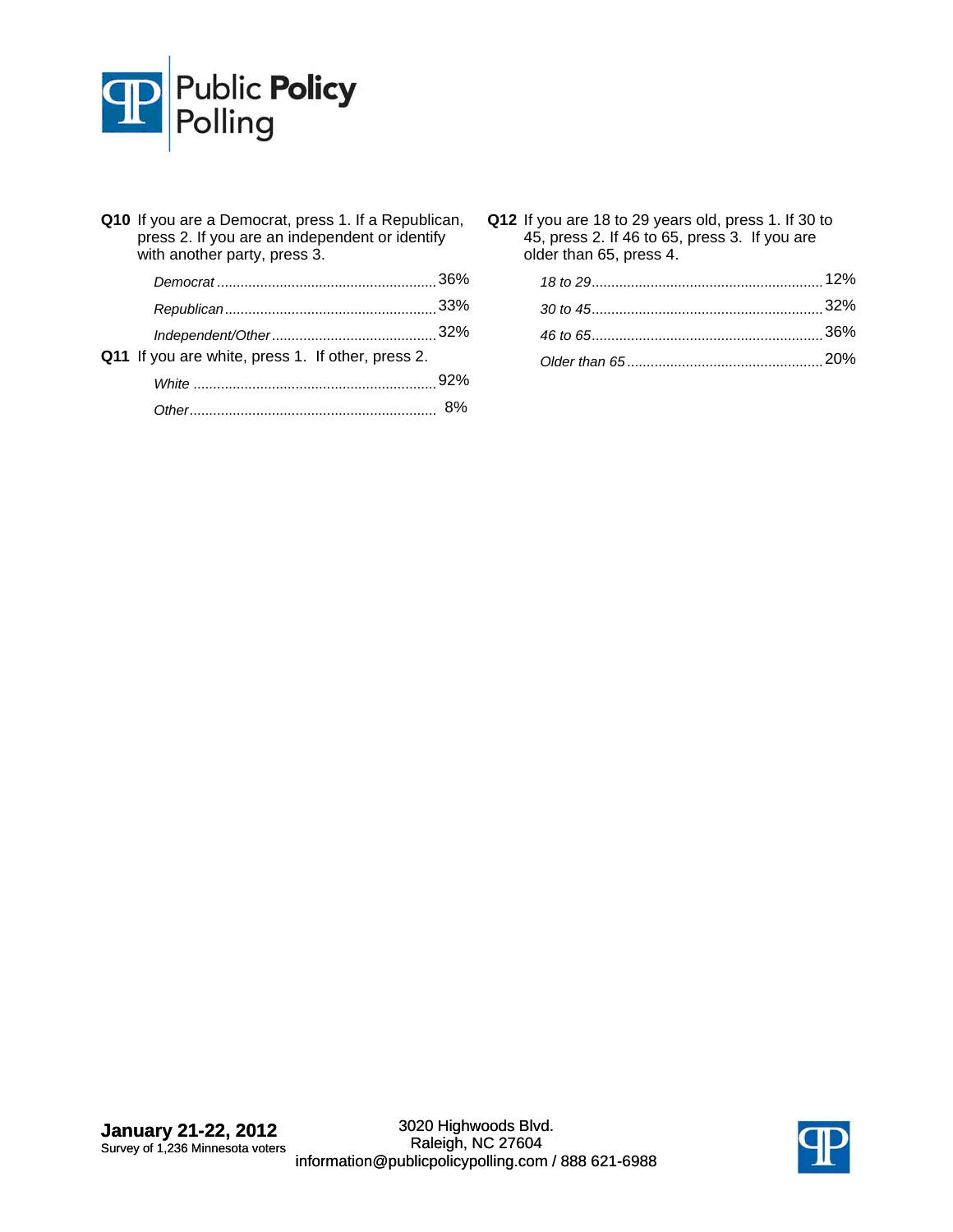**Q10** If you are a Democrat, press 1. If a Republican, press 2. If you are an independent or identify with another party, press 3.

| | |
|---|---|
| *Democrat* | 36% |
| *Republican* | 33% |
| *Independent/Other* | 32% |

**Q11** If you are white, press 1. If other, press 2.

| | |
|---|---|
| *White* | 92% |
| *Other* | 8% |

**Q12** If you are 18 to 29 years old, press 1. If 30 to 45, press 2. If 46 to 65, press 3. If you are older than 65, press 4.

| | |
|---|---|
| *18 to 29* | 12% |
| *30 to 45* | 32% |
| *46 to 65* | 36% |
| *Older than 65* | 20% |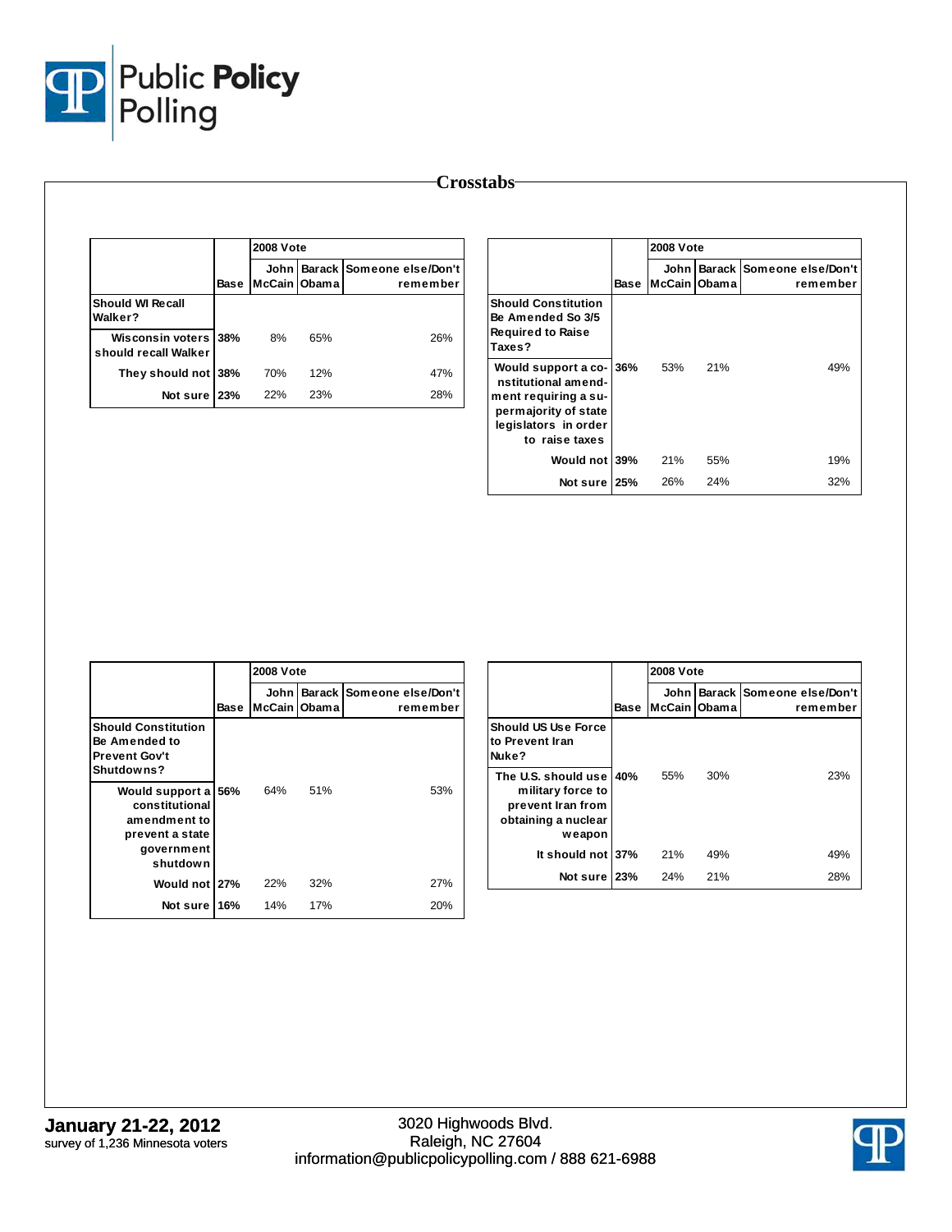# Crosstabs

| | Base | 2008 Vote | | |
|---|---|---|---|---|
| | | John McCain | Barack Obama | Someone else/Don't remember |
| **Should WI Recall Walker?** | | | | |
| Wisconsin voters should recall Walker | 38% | 8% | 65% | 26% |
| They should not | 38% | 70% | 12% | 47% |
| Not sure | 23% | 22% | 23% | 28% |

| | Base | 2008 Vote | | |
|---|---|---|---|---|
| | | John McCain | Barack Obama | Someone else/Don't remember |
| **Should Constitution Be Amended So 3/5 Required to Raise Taxes?** | | | | |
| Would support a constitutional amendment requiring a supermajority of state legislators in order to raise taxes | 36% | 53% | 21% | 49% |
| Would not | 39% | 21% | 55% | 19% |
| Not sure | 25% | 26% | 24% | 32% |

| | Base | 2008 Vote | | |
|---|---|---|---|---|
| | | John McCain | Barack Obama | Someone else/Don't remember |
| **Should Constitution Be Amended to Prevent Gov't Shutdowns?** | | | | |
| Would support a constitutional amendment to prevent a state government shutdown | 56% | 64% | 51% | 53% |
| Would not | 27% | 22% | 32% | 27% |
| Not sure | 16% | 14% | 17% | 20% |

| | Base | 2008 Vote | | |
|---|---|---|---|---|
| | | John McCain | Barack Obama | Someone else/Don't remember |
| **Should US Use Force to Prevent Iran Nuke?** | | | | |
| The U.S. should use military force to prevent Iran from obtaining a nuclear weapon | 40% | 55% | 30% | 23% |
| It should not | 37% | 21% | 49% | 49% |
| Not sure | 23% | 24% | 21% | 28% |

**January 21-22, 2012**
survey of 1,236 Minnesota voters

3020 Highwoods Blvd.
Raleigh, NC 27604
information@publicpolicypolling.com / 888 621-6988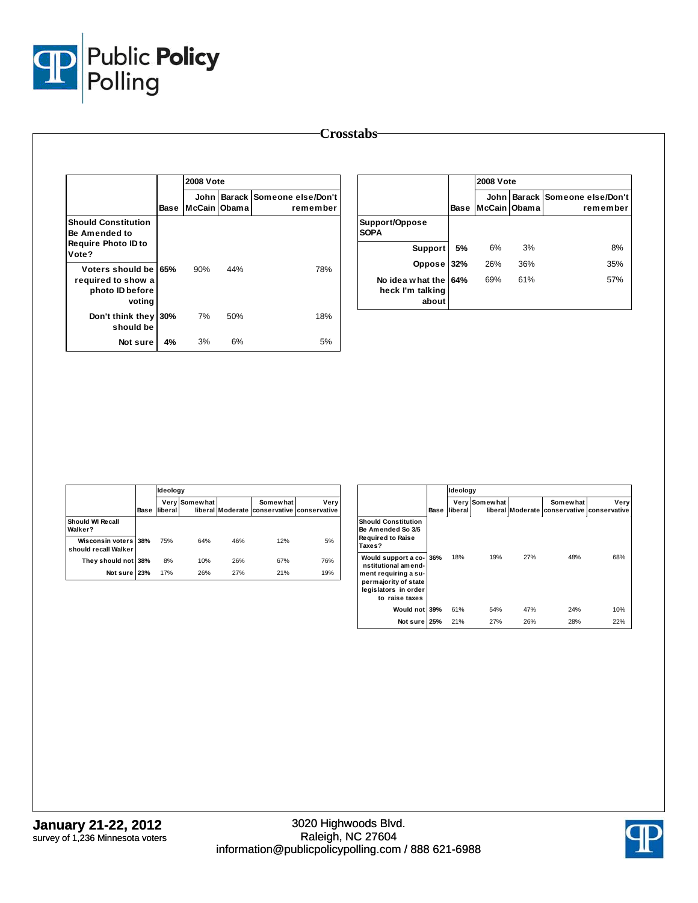# Crosstabs

| | | 2008 Vote | | |
|---|---|---|---|---|
| | Base | John McCain | Barack Obama | Someone else/Don't remember |
| **Should Constitution Be Amended to Require Photo ID to Vote?** | | | | |
| Voters should be required to show a photo ID before voting | 65% | 90% | 44% | 78% |
| Don't think they should be | 30% | 7% | 50% | 18% |
| Not sure | 4% | 3% | 6% | 5% |

| | | 2008 Vote | | |
|---|---|---|---|---|
| | Base | John McCain | Barack Obama | Someone else/Don't remember |
| **Support/Oppose SOPA** | | | | |
| Support | 5% | 6% | 3% | 8% |
| Oppose | 32% | 26% | 36% | 35% |
| No idea what the heck I'm talking about | 64% | 69% | 61% | 57% |

| | | Ideology | | | | |
|---|---|---|---|---|---|---|
| | Base | Very liberal | Somewhat liberal | Moderate | Somewhat conservative | Very conservative |
| **Should WI Recall Walker?** | | | | | | |
| Wisconsin voters should recall Walker | 38% | 75% | 64% | 46% | 12% | 5% |
| They should not | 38% | 8% | 10% | 26% | 67% | 76% |
| Not sure | 23% | 17% | 26% | 27% | 21% | 19% |

| | | Ideology | | | | |
|---|---|---|---|---|---|---|
| | Base | Very liberal | Somewhat liberal | Moderate | Somewhat conservative | Very conservative |
| **Should Constitution Be Amended So 3/5 Required to Raise Taxes?** | | | | | | |
| Would support a constitutional amendment requiring a supermajority of state legislators in order to raise taxes | 36% | 18% | 19% | 27% | 48% | 68% |
| Would not | 39% | 61% | 54% | 47% | 24% | 10% |
| Not sure | 25% | 21% | 27% | 26% | 28% | 22% |

**January 21-22, 2012**
survey of 1,236 Minnesota voters

3020 Highwoods Blvd.
Raleigh, NC 27604
information@publicpolicypolling.com / 888 621-6988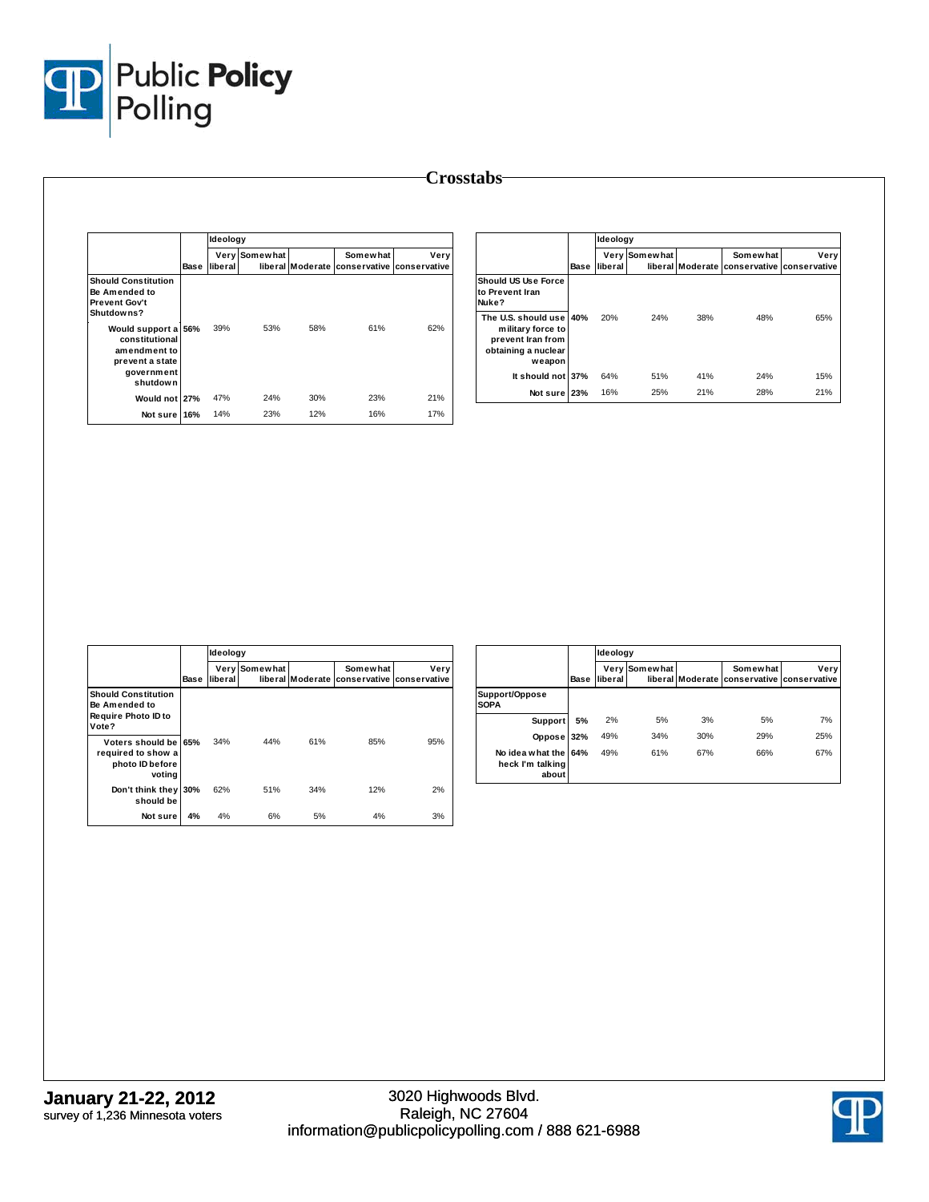# Crosstabs

| | Base | Ideology Very liberal | Somewhat liberal | Moderate | Somewhat conservative | Very conservative |
|---|---|---|---|---|---|---|
| **Should Constitution Be Amended to Prevent Gov't Shutdowns?** | | | | | | |
| Would support a constitutional amendment to prevent a state government shutdown | 56% | 39% | 53% | 58% | 61% | 62% |
| Would not | 27% | 47% | 24% | 30% | 23% | 21% |
| Not sure | 16% | 14% | 23% | 12% | 16% | 17% |

| | Base | Ideology Very liberal | Somewhat liberal | Moderate | Somewhat conservative | Very conservative |
|---|---|---|---|---|---|---|
| **Should US Use Force to Prevent Iran Nuke?** | | | | | | |
| The U.S. should use military force to prevent Iran from obtaining a nuclear weapon | 40% | 20% | 24% | 38% | 48% | 65% |
| It should not | 37% | 64% | 51% | 41% | 24% | 15% |
| Not sure | 23% | 16% | 25% | 21% | 28% | 21% |

| | Base | Ideology Very liberal | Somewhat liberal | Moderate | Somewhat conservative | Very conservative |
|---|---|---|---|---|---|---|
| **Should Constitution Be Amended to Require Photo ID to Vote?** | | | | | | |
| Voters should be required to show a photo ID before voting | 65% | 34% | 44% | 61% | 85% | 95% |
| Don't think they should be | 30% | 62% | 51% | 34% | 12% | 2% |
| Not sure | 4% | 4% | 6% | 5% | 4% | 3% |

| | Base | Ideology Very liberal | Somewhat liberal | Moderate | Somewhat conservative | Very conservative |
|---|---|---|---|---|---|---|
| **Support/Oppose SOPA** | | | | | | |
| Support | 5% | 2% | 5% | 3% | 5% | 7% |
| Oppose | 32% | 49% | 34% | 30% | 29% | 25% |
| No idea what the heck I'm talking about | 64% | 49% | 61% | 67% | 66% | 67% |

**January 21-22, 2012**
survey of 1,236 Minnesota voters

3020 Highwoods Blvd.
Raleigh, NC 27604
information@publicpolicypolling.com / 888 621-6988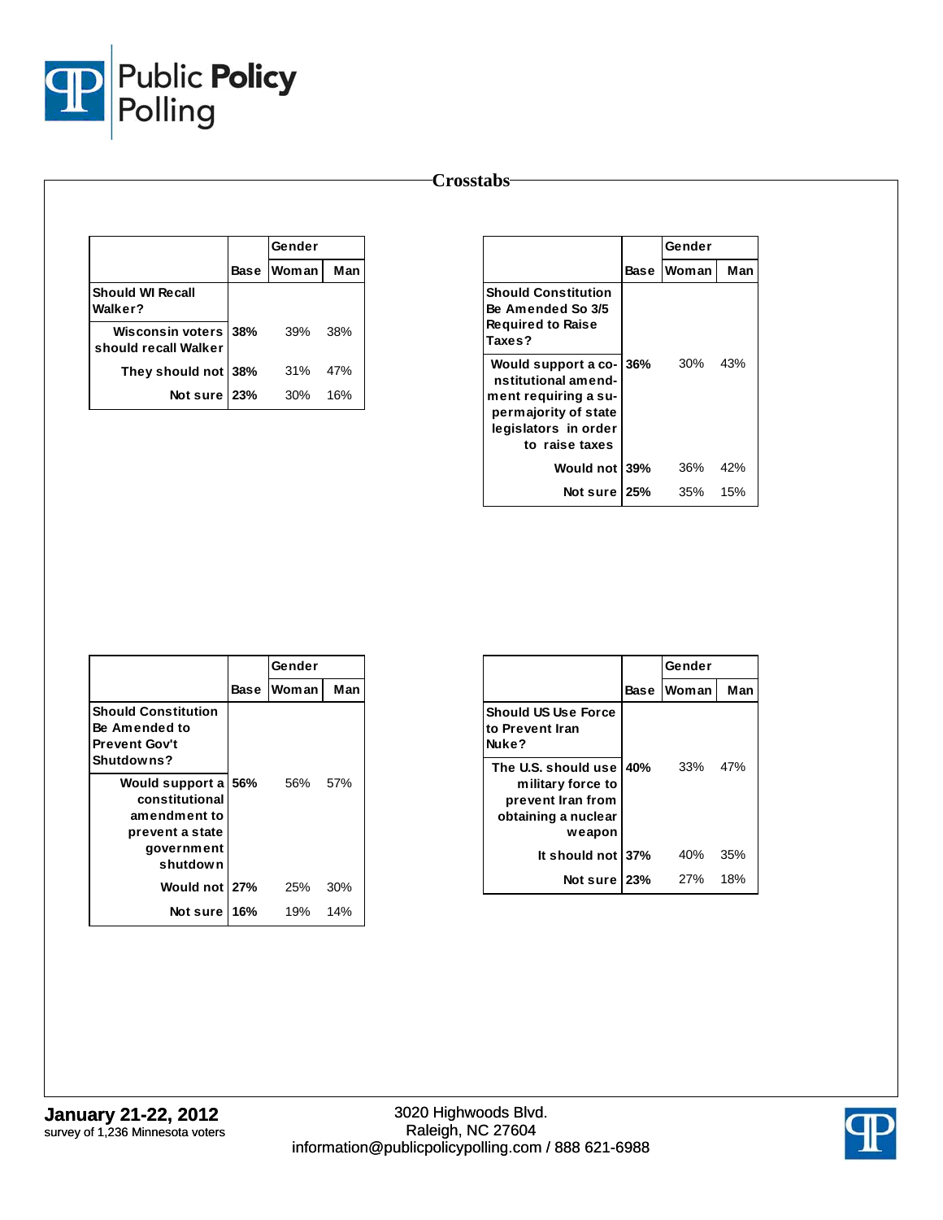## Crosstabs

| | Base | Gender | |
|---|---|---|---|
| | | Woman | Man |
| **Should WI Recall Walker?** | | | |
| Wisconsin voters should recall Walker | 38% | 39% | 38% |
| They should not | 38% | 31% | 47% |
| Not sure | 23% | 30% | 16% |

| | Base | Gender | |
|---|---|---|---|
| | | Woman | Man |
| **Should Constitution Be Amended So 3/5 Required to Raise Taxes?** | | | |
| Would support a constitutional amendment requiring a supermajority of state legislators in order to raise taxes | 36% | 30% | 43% |
| Would not | 39% | 36% | 42% |
| Not sure | 25% | 35% | 15% |

| | Base | Gender | |
|---|---|---|---|
| | | Woman | Man |
| **Should Constitution Be Amended to Prevent Gov't Shutdowns?** | | | |
| Would support a constitutional amendment to prevent a state government shutdown | 56% | 56% | 57% |
| Would not | 27% | 25% | 30% |
| Not sure | 16% | 19% | 14% |

| | Base | Gender | |
|---|---|---|---|
| | | Woman | Man |
| **Should US Use Force to Prevent Iran Nuke?** | | | |
| The U.S. should use military force to prevent Iran from obtaining a nuclear weapon | 40% | 33% | 47% |
| It should not | 37% | 40% | 35% |
| Not sure | 23% | 27% | 18% |

**January 21-22, 2012**
survey of 1,236 Minnesota voters

3020 Highwoods Blvd.
Raleigh, NC 27604
information@publicpolicypolling.com / 888 621-6988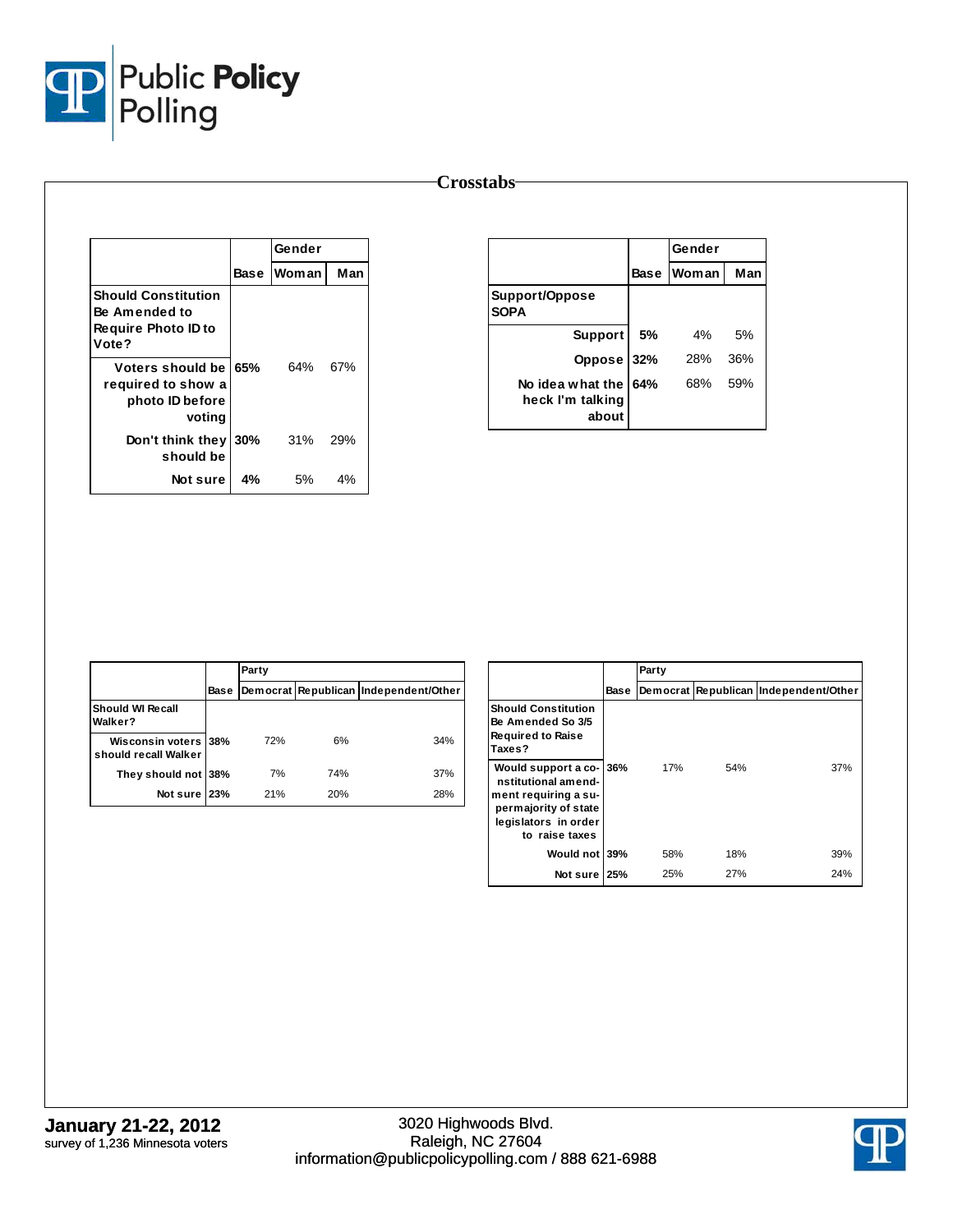# Crosstabs

| | Base | Gender | |
|---|---|---|---|
| | | Woman | Man |
| **Should Constitution Be Amended to Require Photo ID to Vote?** | | | |
| Voters should be required to show a photo ID before voting | **65%** | 64% | 67% |
| Don't think they should be | **30%** | 31% | 29% |
| Not sure | **4%** | 5% | 4% |

| | Base | Gender | |
|---|---|---|---|
| | | Woman | Man |
| **Support/Oppose SOPA** | | | |
| Support | **5%** | 4% | 5% |
| Oppose | **32%** | 28% | 36% |
| No idea what the heck I'm talking about | **64%** | 68% | 59% |

| | Base | Party | | |
|---|---|---|---|---|
| | | Democrat | Republican | Independent/Other |
| **Should WI Recall Walker?** | | | | |
| Wisconsin voters should recall Walker | **38%** | 72% | 6% | 34% |
| They should not | **38%** | 7% | 74% | 37% |
| Not sure | **23%** | 21% | 20% | 28% |

| | Base | Party | | |
|---|---|---|---|---|
| | | Democrat | Republican | Independent/Other |
| **Should Constitution Be Amended So 3/5 Required to Raise Taxes?** | | | | |
| Would support a constitutional amendment requiring a supermajority of state legislators in order to raise taxes | **36%** | 17% | 54% | 37% |
| Would not | **39%** | 58% | 18% | 39% |
| Not sure | **25%** | 25% | 27% | 24% |

**January 21-22, 2012**
survey of 1,236 Minnesota voters

3020 Highwoods Blvd.
Raleigh, NC 27604
information@publicpolicypolling.com / 888 621-6988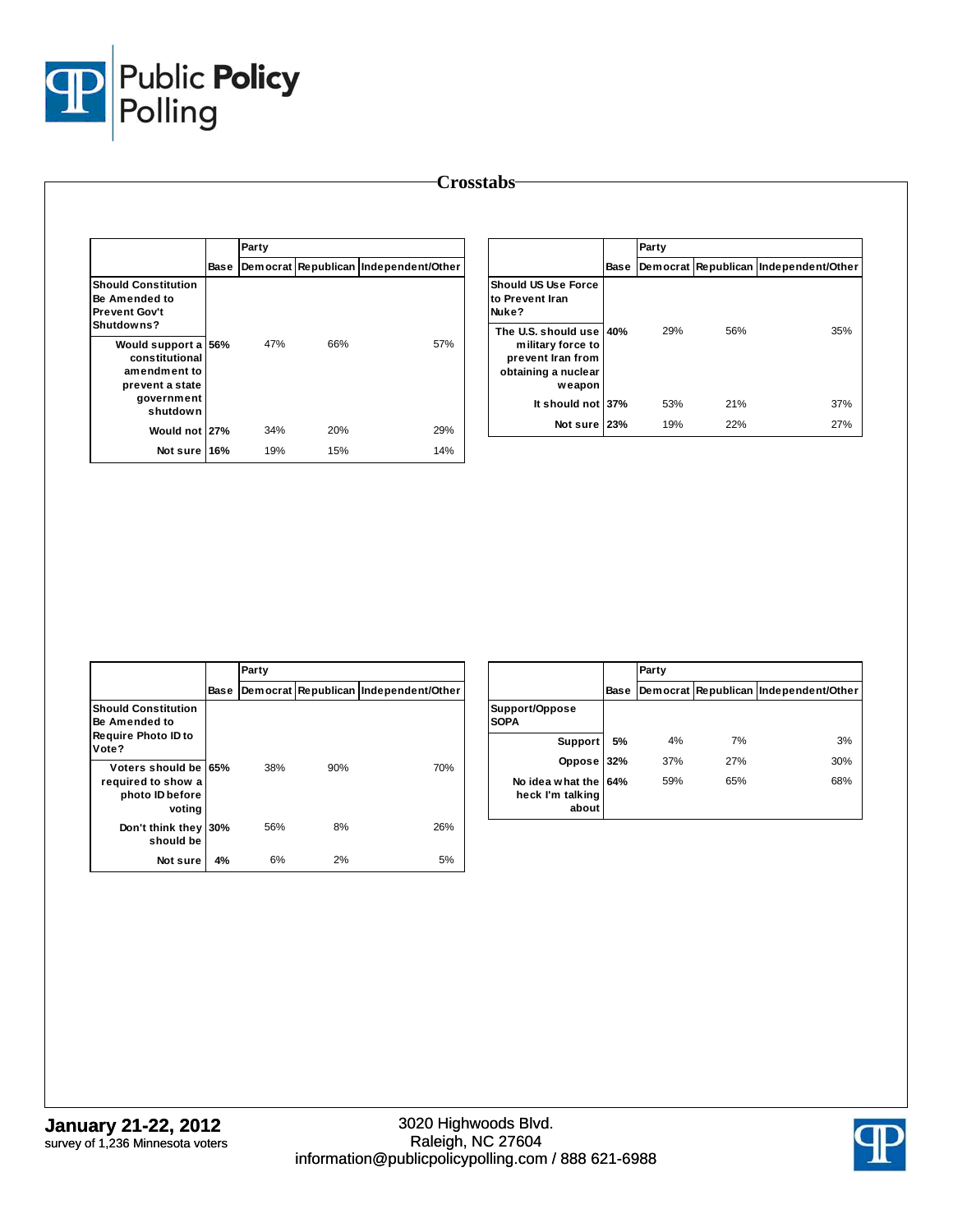Public Policy Polling

## Crosstabs

| | Base | Party | | |
|---|---|---|---|---|
| | | Democrat | Republican | Independent/Other |
| **Should Constitution Be Amended to Prevent Gov't Shutdowns?** | | | | |
| Would support a constitutional amendment to prevent a state government shutdown | 56% | 47% | 66% | 57% |
| Would not | 27% | 34% | 20% | 29% |
| Not sure | 16% | 19% | 15% | 14% |

| | Base | Party | | |
|---|---|---|---|---|
| | | Democrat | Republican | Independent/Other |
| **Should US Use Force to Prevent Iran Nuke?** | | | | |
| The U.S. should use military force to prevent Iran from obtaining a nuclear weapon | 40% | 29% | 56% | 35% |
| It should not | 37% | 53% | 21% | 37% |
| Not sure | 23% | 19% | 22% | 27% |

| | Base | Party | | |
|---|---|---|---|---|
| | | Democrat | Republican | Independent/Other |
| **Should Constitution Be Amended to Require Photo ID to Vote?** | | | | |
| Voters should be required to show a photo ID before voting | 65% | 38% | 90% | 70% |
| Don't think they should be | 30% | 56% | 8% | 26% |
| Not sure | 4% | 6% | 2% | 5% |

| | Base | Party | | |
|---|---|---|---|---|
| | | Democrat | Republican | Independent/Other |
| **Support/Oppose SOPA** | | | | |
| Support | 5% | 4% | 7% | 3% |
| Oppose | 32% | 37% | 27% | 30% |
| No idea what the heck I'm talking about | 64% | 59% | 65% | 68% |

**January 21-22, 2012**
survey of 1,236 Minnesota voters

3020 Highwoods Blvd.
Raleigh, NC 27604
information@publicpolicypolling.com / 888 621-6988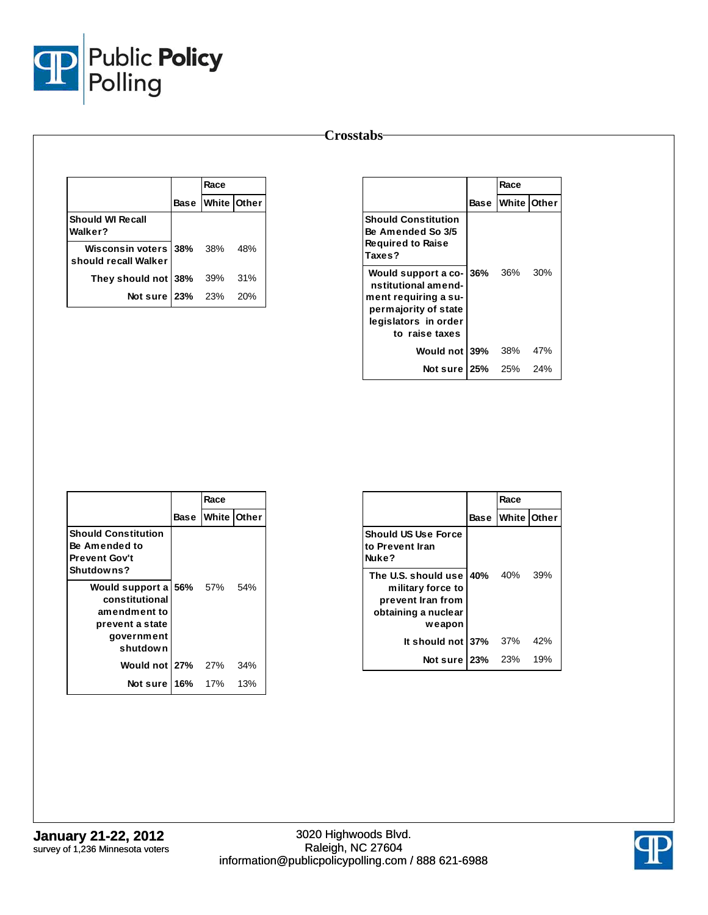Public Policy Polling

## Crosstabs

| | Base | Race | |
|---|---|---|---|
| | | White | Other |
| **Should WI Recall Walker?** | | | |
| Wisconsin voters should recall Walker | 38% | 38% | 48% |
| They should not | 38% | 39% | 31% |
| Not sure | 23% | 23% | 20% |

| | Base | Race | |
|---|---|---|---|
| | | White | Other |
| **Should Constitution Be Amended So 3/5 Required to Raise Taxes?** | | | |
| Would support a constitutional amendment requiring a supermajority of state legislators in order to raise taxes | 36% | 36% | 30% |
| Would not | 39% | 38% | 47% |
| Not sure | 25% | 25% | 24% |

| | Base | Race | |
|---|---|---|---|
| | | White | Other |
| **Should Constitution Be Amended to Prevent Gov't Shutdowns?** | | | |
| Would support a constitutional amendment to prevent a state government shutdown | 56% | 57% | 54% |
| Would not | 27% | 27% | 34% |
| Not sure | 16% | 17% | 13% |

| | Base | Race | |
|---|---|---|---|
| | | White | Other |
| **Should US Use Force to Prevent Iran Nuke?** | | | |
| The U.S. should use military force to prevent Iran from obtaining a nuclear weapon | 40% | 40% | 39% |
| It should not | 37% | 37% | 42% |
| Not sure | 23% | 23% | 19% |

**January 21-22, 2012**
survey of 1,236 Minnesota voters

3020 Highwoods Blvd.
Raleigh, NC 27604
information@publicpolicypolling.com / 888 621-6988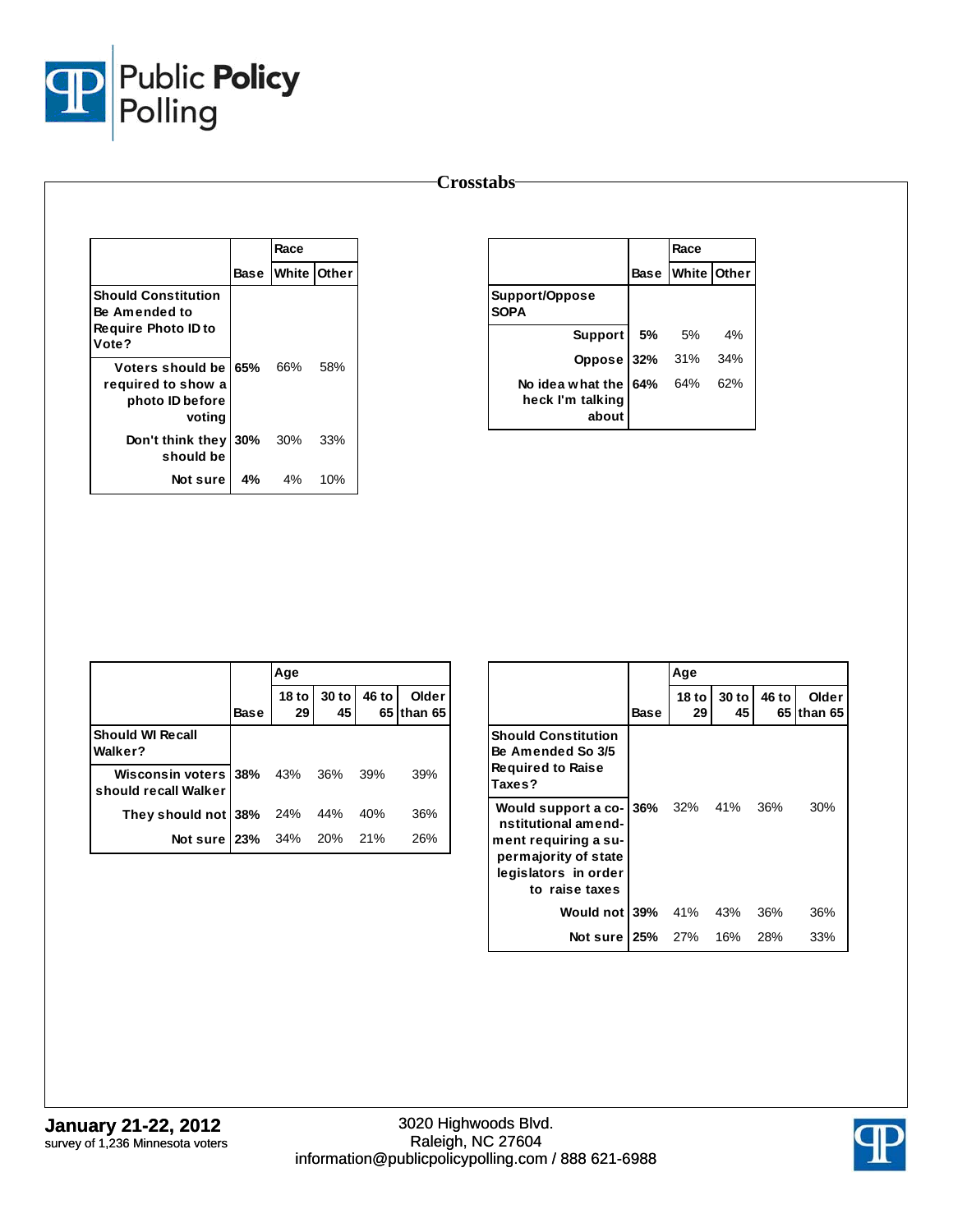# Crosstabs

| | Base | Race | |
|---|---|---|---|
| | | White | Other |
| **Should Constitution Be Amended to Require Photo ID to Vote?** | | | |
| Voters should be required to show a photo ID before voting | **65%** | 66% | 58% |
| Don't think they should be | **30%** | 30% | 33% |
| Not sure | **4%** | 4% | 10% |

| | Base | Race | |
|---|---|---|---|
| | | White | Other |
| **Support/Oppose SOPA** | | | |
| Support | **5%** | 5% | 4% |
| Oppose | **32%** | 31% | 34% |
| No idea what the heck I'm talking about | **64%** | 64% | 62% |

| | Base | Age | | | |
|---|---|---|---|---|---|
| | | 18 to 29 | 30 to 45 | 46 to 65 | Older than 65 |
| **Should WI Recall Walker?** | | | | | |
| Wisconsin voters should recall Walker | **38%** | 43% | 36% | 39% | 39% |
| They should not | **38%** | 24% | 44% | 40% | 36% |
| Not sure | **23%** | 34% | 20% | 21% | 26% |

| | Base | Age | | | |
|---|---|---|---|---|---|
| | | 18 to 29 | 30 to 45 | 46 to 65 | Older than 65 |
| **Should Constitution Be Amended So 3/5 Required to Raise Taxes?** | | | | | |
| Would support a constitutional amendment requiring a supermajority of state legislators in order to raise taxes | **36%** | 32% | 41% | 36% | 30% |
| Would not | **39%** | 41% | 43% | 36% | 36% |
| Not sure | **25%** | 27% | 16% | 28% | 33% |

**January 21-22, 2012**
survey of 1,236 Minnesota voters

3020 Highwoods Blvd.
Raleigh, NC 27604
information@publicpolicypolling.com / 888 621-6988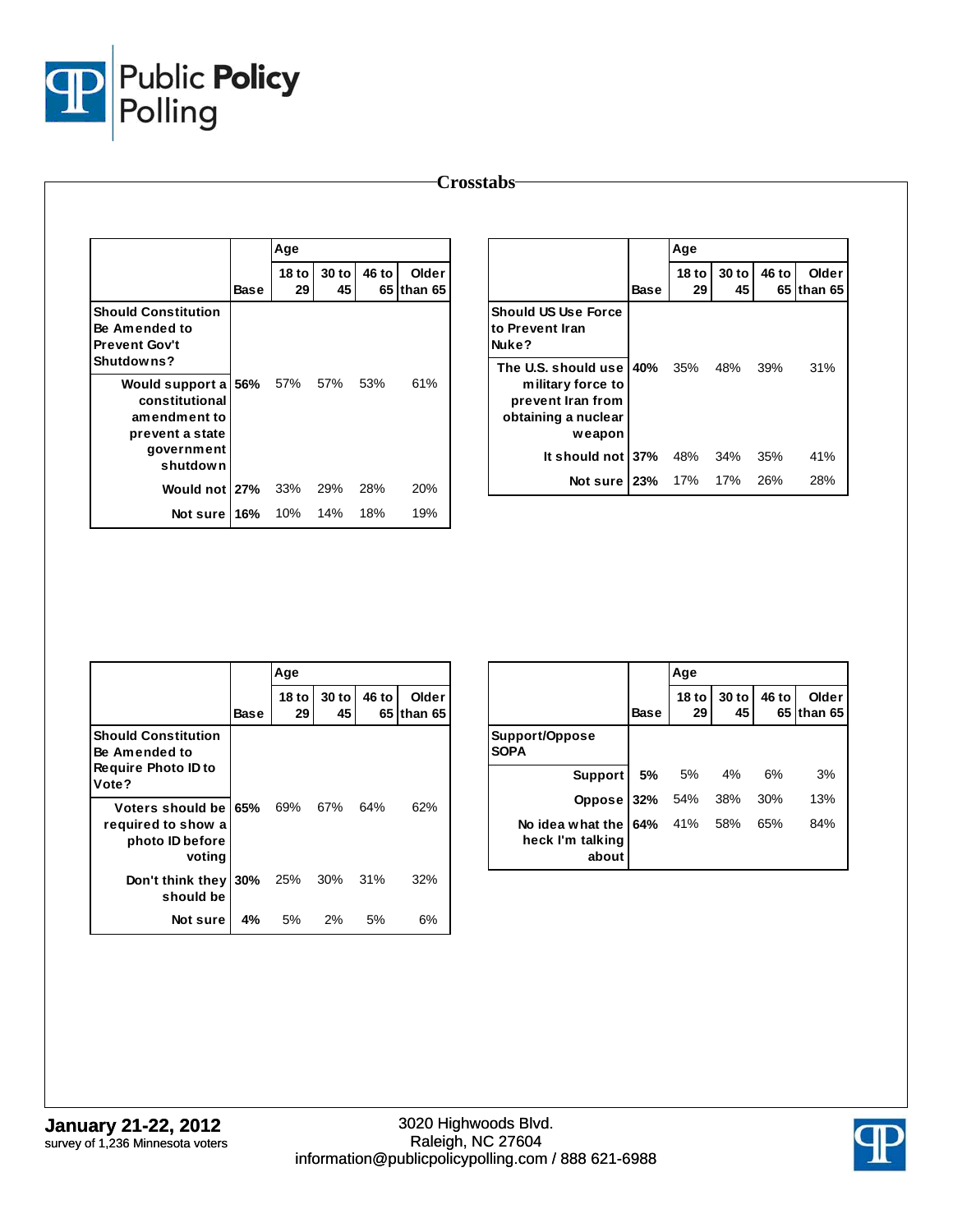# Public Policy Polling

## Crosstabs

| | Base | Age: 18 to 29 | 30 to 45 | 46 to 65 | Older than 65 |
|---|---|---|---|---|---|
| **Should Constitution Be Amended to Prevent Gov't Shutdowns?** | | | | | |
| Would support a constitutional amendment to prevent a state government shutdown | **56%** | 57% | 57% | 53% | 61% |
| Would not | **27%** | 33% | 29% | 28% | 20% |
| Not sure | **16%** | 10% | 14% | 18% | 19% |

| | Base | Age: 18 to 29 | 30 to 45 | 46 to 65 | Older than 65 |
|---|---|---|---|---|---|
| **Should US Use Force to Prevent Iran Nuke?** | | | | | |
| The U.S. should use military force to prevent Iran from obtaining a nuclear weapon | **40%** | 35% | 48% | 39% | 31% |
| It should not | **37%** | 48% | 34% | 35% | 41% |
| Not sure | **23%** | 17% | 17% | 26% | 28% |

| | Base | Age: 18 to 29 | 30 to 45 | 46 to 65 | Older than 65 |
|---|---|---|---|---|---|
| **Should Constitution Be Amended to Require Photo ID to Vote?** | | | | | |
| Voters should be required to show a photo ID before voting | **65%** | 69% | 67% | 64% | 62% |
| Don't think they should be | **30%** | 25% | 30% | 31% | 32% |
| Not sure | **4%** | 5% | 2% | 5% | 6% |

| | Base | Age: 18 to 29 | 30 to 45 | 46 to 65 | Older than 65 |
|---|---|---|---|---|---|
| **Support/Oppose SOPA** | | | | | |
| Support | **5%** | 5% | 4% | 6% | 3% |
| Oppose | **32%** | 54% | 38% | 30% | 13% |
| No idea what the heck I'm talking about | **64%** | 41% | 58% | 65% | 84% |

**January 21-22, 2012**
survey of 1,236 Minnesota voters

3020 Highwoods Blvd.
Raleigh, NC 27604
information@publicpolicypolling.com / 888 621-6988